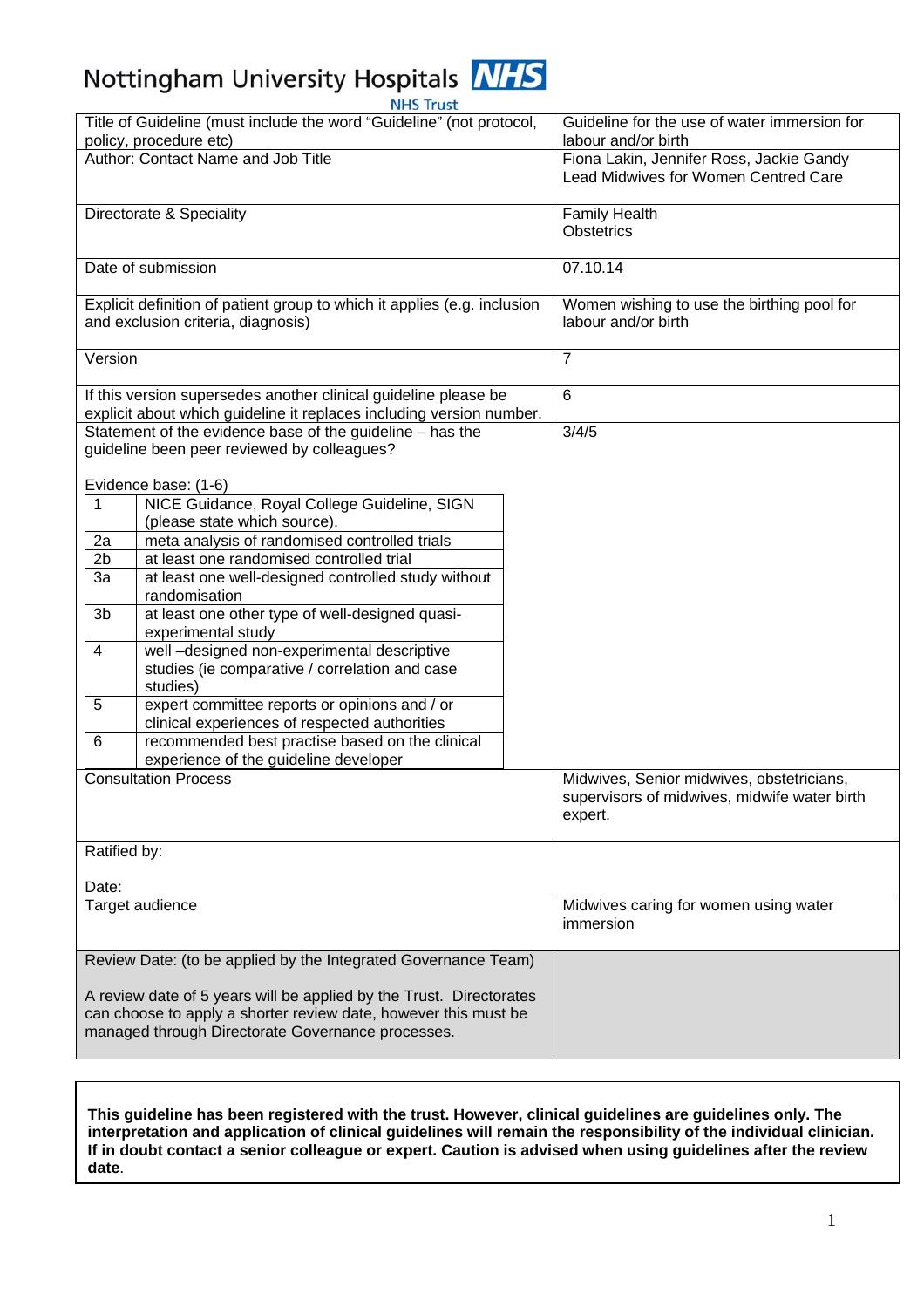# Nottingham University Hospitals NHS Trust

| Title of Guideline (must include the word "Guideline" (not protocol, policy, procedure etc) | Guideline for the use of water immersion for labour and/or birth |
|---|---|
| Author: Contact Name and Job Title | Fiona Lakin, Jennifer Ross, Jackie Gandy<br>Lead Midwives for Women Centred Care |
| Directorate & Speciality | Family Health<br>Obstetrics |
| Date of submission | 07.10.14 |
| Explicit definition of patient group to which it applies (e.g. inclusion and exclusion criteria, diagnosis) | Women wishing to use the birthing pool for labour and/or birth |
| Version | 7 |
| If this version supersedes another clinical guideline please be explicit about which guideline it replaces including version number. | 6 |
| Statement of the evidence base of the guideline – has the guideline been peer reviewed by colleagues?<br><br>Evidence base: (1-6)<br>1 – NICE Guidance, Royal College Guideline, SIGN (please state which source).<br>2a – meta analysis of randomised controlled trials<br>2b – at least one randomised controlled trial<br>3a – at least one well-designed controlled study without randomisation<br>3b – at least one other type of well-designed quasi-experimental study<br>4 – well –designed non-experimental descriptive studies (ie comparative / correlation and case studies)<br>5 – expert committee reports or opinions and / or clinical experiences of respected authorities<br>6 – recommended best practise based on the clinical experience of the guideline developer | 3/4/5 |
| Consultation Process | Midwives, Senior midwives, obstetricians, supervisors of midwives, midwife water birth expert. |
| Ratified by:<br><br>Date: | |
| Target audience | Midwives caring for women using water immersion |
| Review Date: (to be applied by the Integrated Governance Team)<br><br>A review date of 5 years will be applied by the Trust. Directorates can choose to apply a shorter review date, however this must be managed through Directorate Governance processes. | |

**This guideline has been registered with the trust. However, clinical guidelines are guidelines only. The interpretation and application of clinical guidelines will remain the responsibility of the individual clinician. If in doubt contact a senior colleague or expert. Caution is advised when using guidelines after the review date**.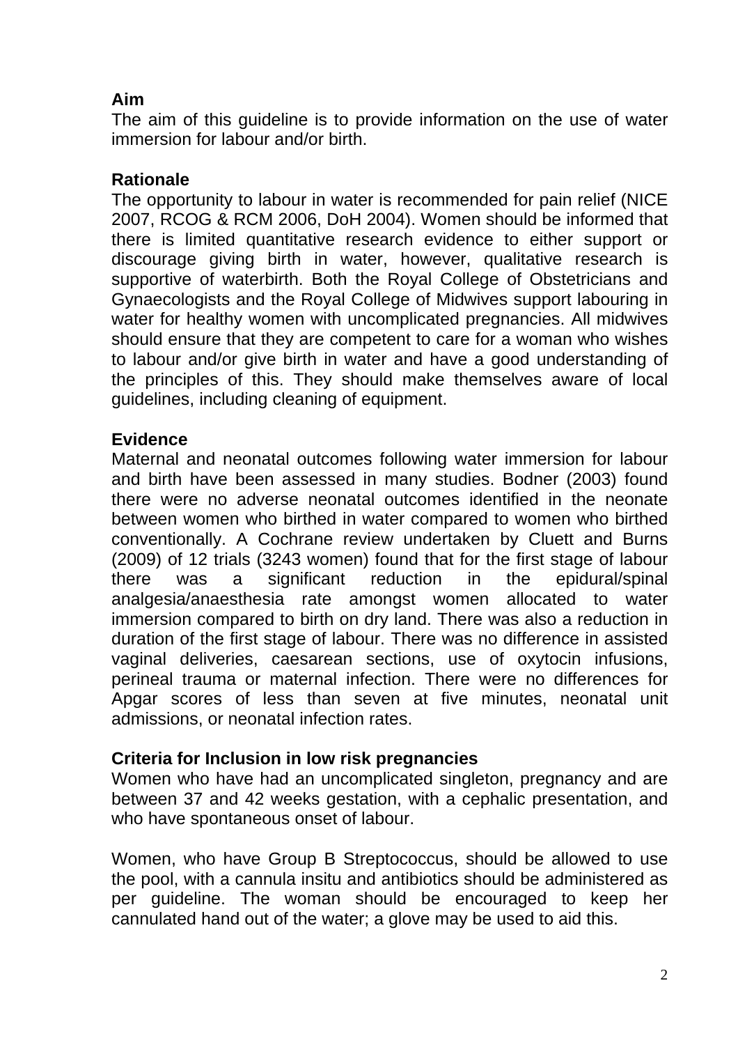### Aim

The aim of this guideline is to provide information on the use of water immersion for labour and/or birth.

### Rationale

The opportunity to labour in water is recommended for pain relief (NICE 2007, RCOG & RCM 2006, DoH 2004). Women should be informed that there is limited quantitative research evidence to either support or discourage giving birth in water, however, qualitative research is supportive of waterbirth. Both the Royal College of Obstetricians and Gynaecologists and the Royal College of Midwives support labouring in water for healthy women with uncomplicated pregnancies. All midwives should ensure that they are competent to care for a woman who wishes to labour and/or give birth in water and have a good understanding of the principles of this. They should make themselves aware of local guidelines, including cleaning of equipment.

### Evidence

Maternal and neonatal outcomes following water immersion for labour and birth have been assessed in many studies. Bodner (2003) found there were no adverse neonatal outcomes identified in the neonate between women who birthed in water compared to women who birthed conventionally. A Cochrane review undertaken by Cluett and Burns (2009) of 12 trials (3243 women) found that for the first stage of labour there was a significant reduction in the epidural/spinal analgesia/anaesthesia rate amongst women allocated to water immersion compared to birth on dry land. There was also a reduction in duration of the first stage of labour. There was no difference in assisted vaginal deliveries, caesarean sections, use of oxytocin infusions, perineal trauma or maternal infection. There were no differences for Apgar scores of less than seven at five minutes, neonatal unit admissions, or neonatal infection rates.

### Criteria for Inclusion in low risk pregnancies

Women who have had an uncomplicated singleton, pregnancy and are between 37 and 42 weeks gestation, with a cephalic presentation, and who have spontaneous onset of labour.

Women, who have Group B Streptococcus, should be allowed to use the pool, with a cannula insitu and antibiotics should be administered as per guideline. The woman should be encouraged to keep her cannulated hand out of the water; a glove may be used to aid this.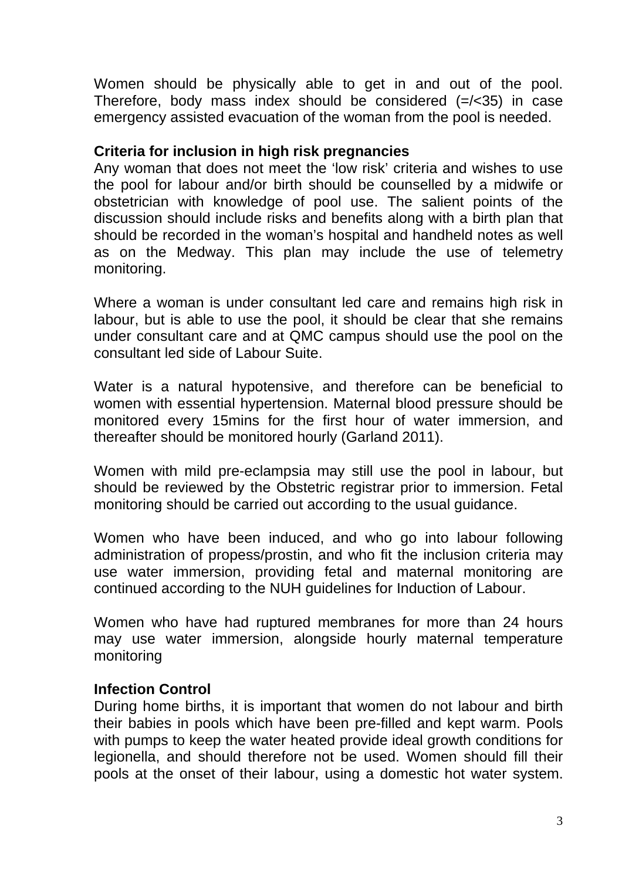Women should be physically able to get in and out of the pool. Therefore, body mass index should be considered (=/<35) in case emergency assisted evacuation of the woman from the pool is needed.

**Criteria for inclusion in high risk pregnancies**

Any woman that does not meet the ‘low risk’ criteria and wishes to use the pool for labour and/or birth should be counselled by a midwife or obstetrician with knowledge of pool use. The salient points of the discussion should include risks and benefits along with a birth plan that should be recorded in the woman’s hospital and handheld notes as well as on the Medway. This plan may include the use of telemetry monitoring.

Where a woman is under consultant led care and remains high risk in labour, but is able to use the pool, it should be clear that she remains under consultant care and at QMC campus should use the pool on the consultant led side of Labour Suite.

Water is a natural hypotensive, and therefore can be beneficial to women with essential hypertension. Maternal blood pressure should be monitored every 15mins for the first hour of water immersion, and thereafter should be monitored hourly (Garland 2011).

Women with mild pre-eclampsia may still use the pool in labour, but should be reviewed by the Obstetric registrar prior to immersion. Fetal monitoring should be carried out according to the usual guidance.

Women who have been induced, and who go into labour following administration of propess/prostin, and who fit the inclusion criteria may use water immersion, providing fetal and maternal monitoring are continued according to the NUH guidelines for Induction of Labour.

Women who have had ruptured membranes for more than 24 hours may use water immersion, alongside hourly maternal temperature monitoring

**Infection Control**

During home births, it is important that women do not labour and birth their babies in pools which have been pre-filled and kept warm. Pools with pumps to keep the water heated provide ideal growth conditions for legionella, and should therefore not be used. Women should fill their pools at the onset of their labour, using a domestic hot water system.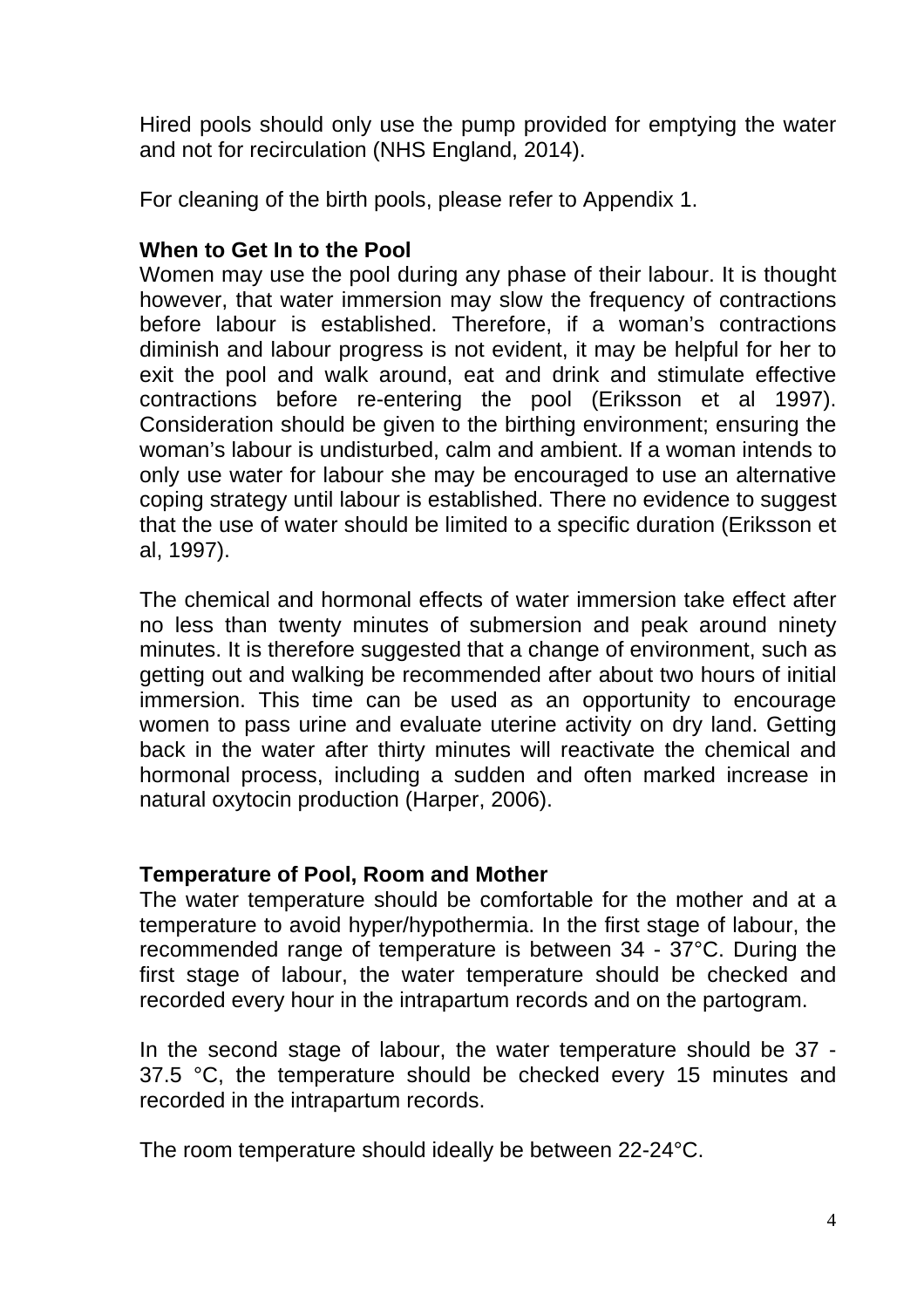Hired pools should only use the pump provided for emptying the water and not for recirculation (NHS England, 2014).

For cleaning of the birth pools, please refer to Appendix 1.

**When to Get In to the Pool**

Women may use the pool during any phase of their labour. It is thought however, that water immersion may slow the frequency of contractions before labour is established. Therefore, if a woman's contractions diminish and labour progress is not evident, it may be helpful for her to exit the pool and walk around, eat and drink and stimulate effective contractions before re-entering the pool (Eriksson et al 1997). Consideration should be given to the birthing environment; ensuring the woman's labour is undisturbed, calm and ambient. If a woman intends to only use water for labour she may be encouraged to use an alternative coping strategy until labour is established. There no evidence to suggest that the use of water should be limited to a specific duration (Eriksson et al, 1997).

The chemical and hormonal effects of water immersion take effect after no less than twenty minutes of submersion and peak around ninety minutes. It is therefore suggested that a change of environment, such as getting out and walking be recommended after about two hours of initial immersion. This time can be used as an opportunity to encourage women to pass urine and evaluate uterine activity on dry land. Getting back in the water after thirty minutes will reactivate the chemical and hormonal process, including a sudden and often marked increase in natural oxytocin production (Harper, 2006).

**Temperature of Pool, Room and Mother**

The water temperature should be comfortable for the mother and at a temperature to avoid hyper/hypothermia. In the first stage of labour, the recommended range of temperature is between 34 - 37°C. During the first stage of labour, the water temperature should be checked and recorded every hour in the intrapartum records and on the partogram.

In the second stage of labour, the water temperature should be 37 - 37.5 °C, the temperature should be checked every 15 minutes and recorded in the intrapartum records.

The room temperature should ideally be between 22-24°C.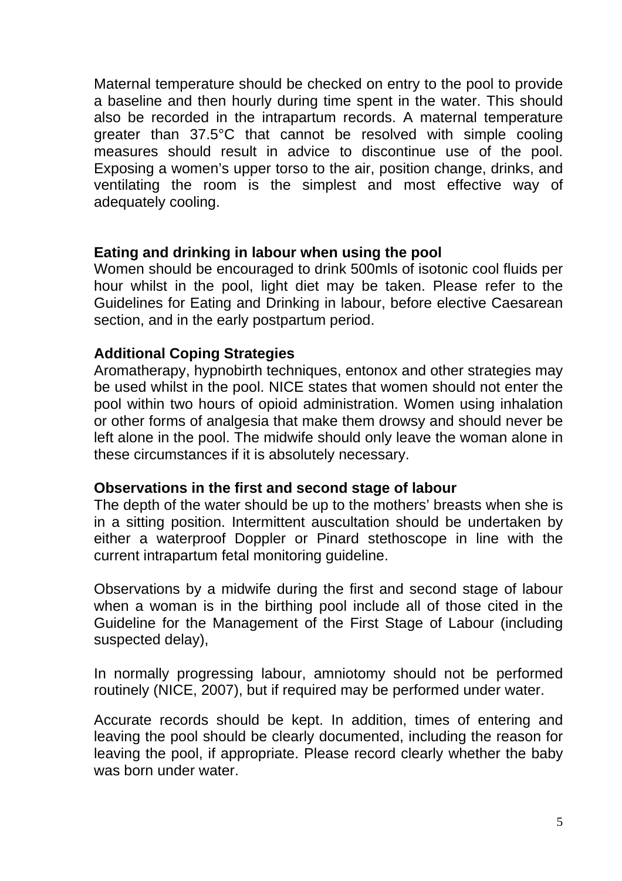Maternal temperature should be checked on entry to the pool to provide a baseline and then hourly during time spent in the water. This should also be recorded in the intrapartum records. A maternal temperature greater than 37.5°C that cannot be resolved with simple cooling measures should result in advice to discontinue use of the pool. Exposing a women's upper torso to the air, position change, drinks, and ventilating the room is the simplest and most effective way of adequately cooling.

**Eating and drinking in labour when using the pool**

Women should be encouraged to drink 500mls of isotonic cool fluids per hour whilst in the pool, light diet may be taken. Please refer to the Guidelines for Eating and Drinking in labour, before elective Caesarean section, and in the early postpartum period.

**Additional Coping Strategies**

Aromatherapy, hypnobirth techniques, entonox and other strategies may be used whilst in the pool. NICE states that women should not enter the pool within two hours of opioid administration. Women using inhalation or other forms of analgesia that make them drowsy and should never be left alone in the pool. The midwife should only leave the woman alone in these circumstances if it is absolutely necessary.

**Observations in the first and second stage of labour**

The depth of the water should be up to the mothers' breasts when she is in a sitting position. Intermittent auscultation should be undertaken by either a waterproof Doppler or Pinard stethoscope in line with the current intrapartum fetal monitoring guideline.

Observations by a midwife during the first and second stage of labour when a woman is in the birthing pool include all of those cited in the Guideline for the Management of the First Stage of Labour (including suspected delay),

In normally progressing labour, amniotomy should not be performed routinely (NICE, 2007), but if required may be performed under water.

Accurate records should be kept. In addition, times of entering and leaving the pool should be clearly documented, including the reason for leaving the pool, if appropriate. Please record clearly whether the baby was born under water.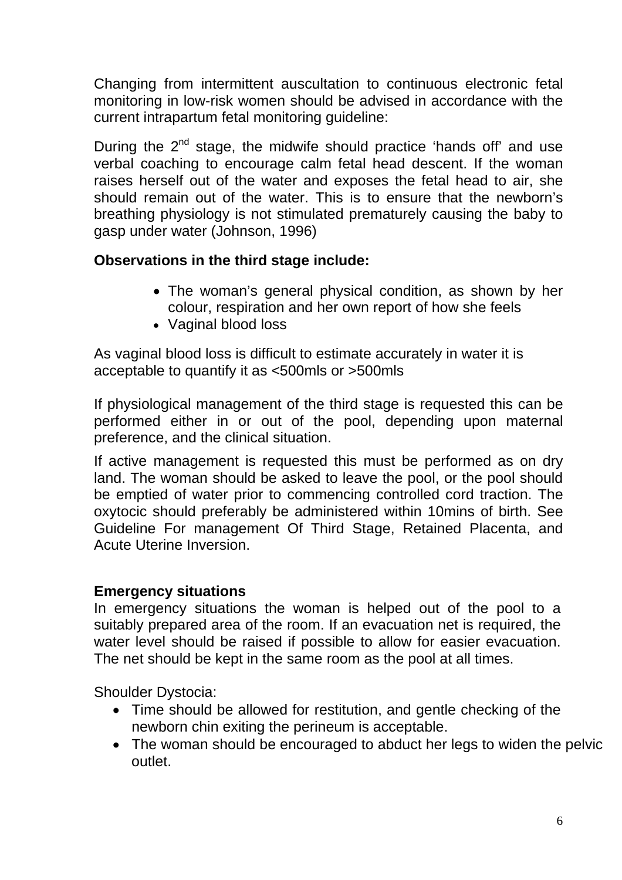Changing from intermittent auscultation to continuous electronic fetal monitoring in low-risk women should be advised in accordance with the current intrapartum fetal monitoring guideline:

During the 2[nd] stage, the midwife should practice 'hands off' and use verbal coaching to encourage calm fetal head descent. If the woman raises herself out of the water and exposes the fetal head to air, she should remain out of the water. This is to ensure that the newborn's breathing physiology is not stimulated prematurely causing the baby to gasp under water (Johnson, 1996)

**Observations in the third stage include:**

- The woman's general physical condition, as shown by her colour, respiration and her own report of how she feels
- Vaginal blood loss

As vaginal blood loss is difficult to estimate accurately in water it is acceptable to quantify it as <500mls or >500mls

If physiological management of the third stage is requested this can be performed either in or out of the pool, depending upon maternal preference, and the clinical situation.

If active management is requested this must be performed as on dry land. The woman should be asked to leave the pool, or the pool should be emptied of water prior to commencing controlled cord traction. The oxytocic should preferably be administered within 10mins of birth. See Guideline For management Of Third Stage, Retained Placenta, and Acute Uterine Inversion.

**Emergency situations**

In emergency situations the woman is helped out of the pool to a suitably prepared area of the room. If an evacuation net is required, the water level should be raised if possible to allow for easier evacuation. The net should be kept in the same room as the pool at all times.

Shoulder Dystocia:

- Time should be allowed for restitution, and gentle checking of the newborn chin exiting the perineum is acceptable.
- The woman should be encouraged to abduct her legs to widen the pelvic outlet.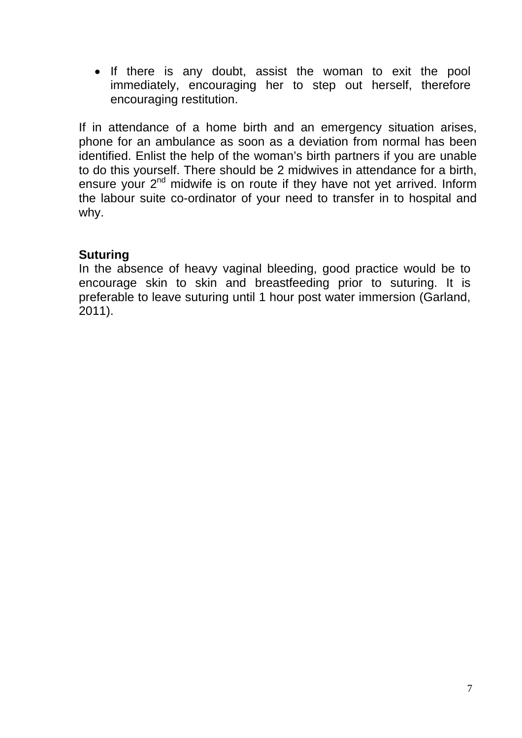- If there is any doubt, assist the woman to exit the pool immediately, encouraging her to step out herself, therefore encouraging restitution.

If in attendance of a home birth and an emergency situation arises, phone for an ambulance as soon as a deviation from normal has been identified. Enlist the help of the woman's birth partners if you are unable to do this yourself. There should be 2 midwives in attendance for a birth, ensure your 2nd midwife is on route if they have not yet arrived. Inform the labour suite co-ordinator of your need to transfer in to hospital and why.

**Suturing**

In the absence of heavy vaginal bleeding, good practice would be to encourage skin to skin and breastfeeding prior to suturing. It is preferable to leave suturing until 1 hour post water immersion (Garland, 2011).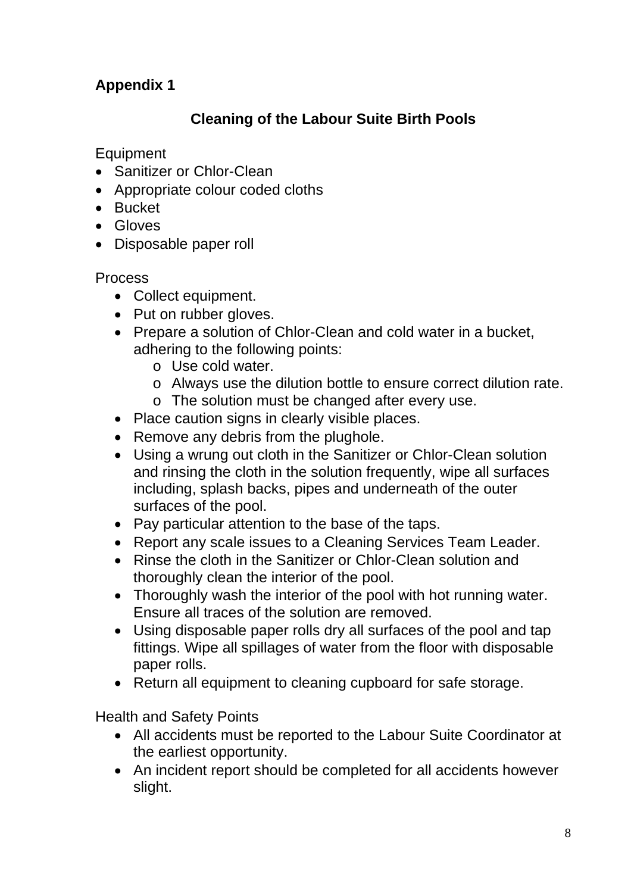**Appendix 1**

## Cleaning of the Labour Suite Birth Pools

Equipment

- Sanitizer or Chlor-Clean
- Appropriate colour coded cloths
- Bucket
- Gloves
- Disposable paper roll

Process

- Collect equipment.
- Put on rubber gloves.
- Prepare a solution of Chlor-Clean and cold water in a bucket, adhering to the following points:
    - Use cold water.
    - Always use the dilution bottle to ensure correct dilution rate.
    - The solution must be changed after every use.
- Place caution signs in clearly visible places.
- Remove any debris from the plughole.
- Using a wrung out cloth in the Sanitizer or Chlor-Clean solution and rinsing the cloth in the solution frequently, wipe all surfaces including, splash backs, pipes and underneath of the outer surfaces of the pool.
- Pay particular attention to the base of the taps.
- Report any scale issues to a Cleaning Services Team Leader.
- Rinse the cloth in the Sanitizer or Chlor-Clean solution and thoroughly clean the interior of the pool.
- Thoroughly wash the interior of the pool with hot running water. Ensure all traces of the solution are removed.
- Using disposable paper rolls dry all surfaces of the pool and tap fittings. Wipe all spillages of water from the floor with disposable paper rolls.
- Return all equipment to cleaning cupboard for safe storage.

Health and Safety Points

- All accidents must be reported to the Labour Suite Coordinator at the earliest opportunity.
- An incident report should be completed for all accidents however slight.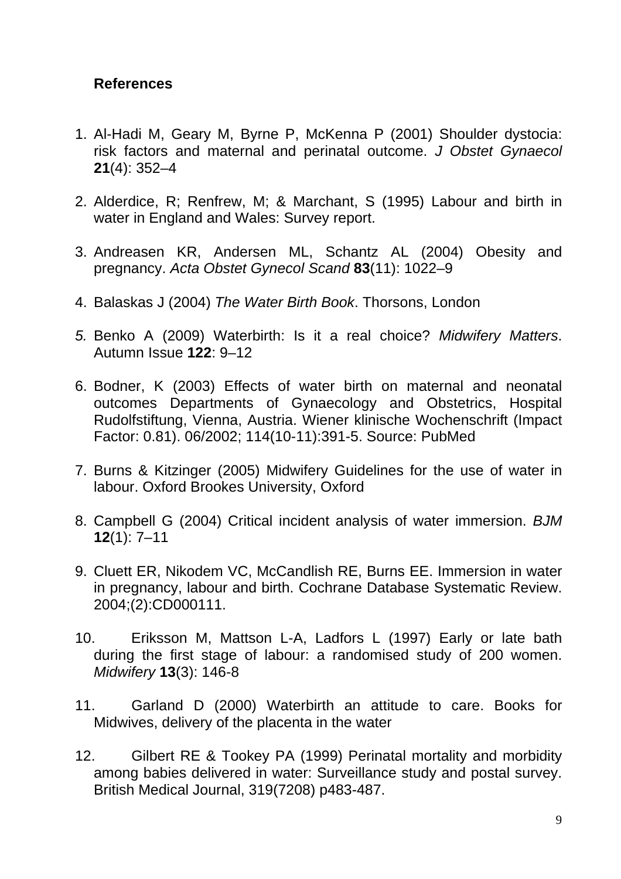**References**

1. Al-Hadi M, Geary M, Byrne P, McKenna P (2001) Shoulder dystocia: risk factors and maternal and perinatal outcome. *J Obstet Gynaecol* **21**(4): 352–4

2. Alderdice, R; Renfrew, M; & Marchant, S (1995) Labour and birth in water in England and Wales: Survey report.

3. Andreasen KR, Andersen ML, Schantz AL (2004) Obesity and pregnancy. *Acta Obstet Gynecol Scand* **83**(11): 1022–9

4. Balaskas J (2004) *The Water Birth Book*. Thorsons, London

5. Benko A (2009) Waterbirth: Is it a real choice? *Midwifery Matters*. Autumn Issue **122**: 9–12

6. Bodner, K (2003) Effects of water birth on maternal and neonatal outcomes Departments of Gynaecology and Obstetrics, Hospital Rudolfstiftung, Vienna, Austria. Wiener klinische Wochenschrift (Impact Factor: 0.81). 06/2002; 114(10-11):391-5. Source: PubMed

7. Burns & Kitzinger (2005) Midwifery Guidelines for the use of water in labour. Oxford Brookes University, Oxford

8. Campbell G (2004) Critical incident analysis of water immersion. *BJM* **12**(1): 7–11

9. Cluett ER, Nikodem VC, McCandlish RE, Burns EE. Immersion in water in pregnancy, labour and birth. Cochrane Database Systematic Review. 2004;(2):CD000111.

10. Eriksson M, Mattson L-A, Ladfors L (1997) Early or late bath during the first stage of labour: a randomised study of 200 women. *Midwifery* **13**(3): 146-8

11. Garland D (2000) Waterbirth an attitude to care. Books for Midwives, delivery of the placenta in the water

12. Gilbert RE & Tookey PA (1999) Perinatal mortality and morbidity among babies delivered in water: Surveillance study and postal survey. British Medical Journal, 319(7208) p483-487.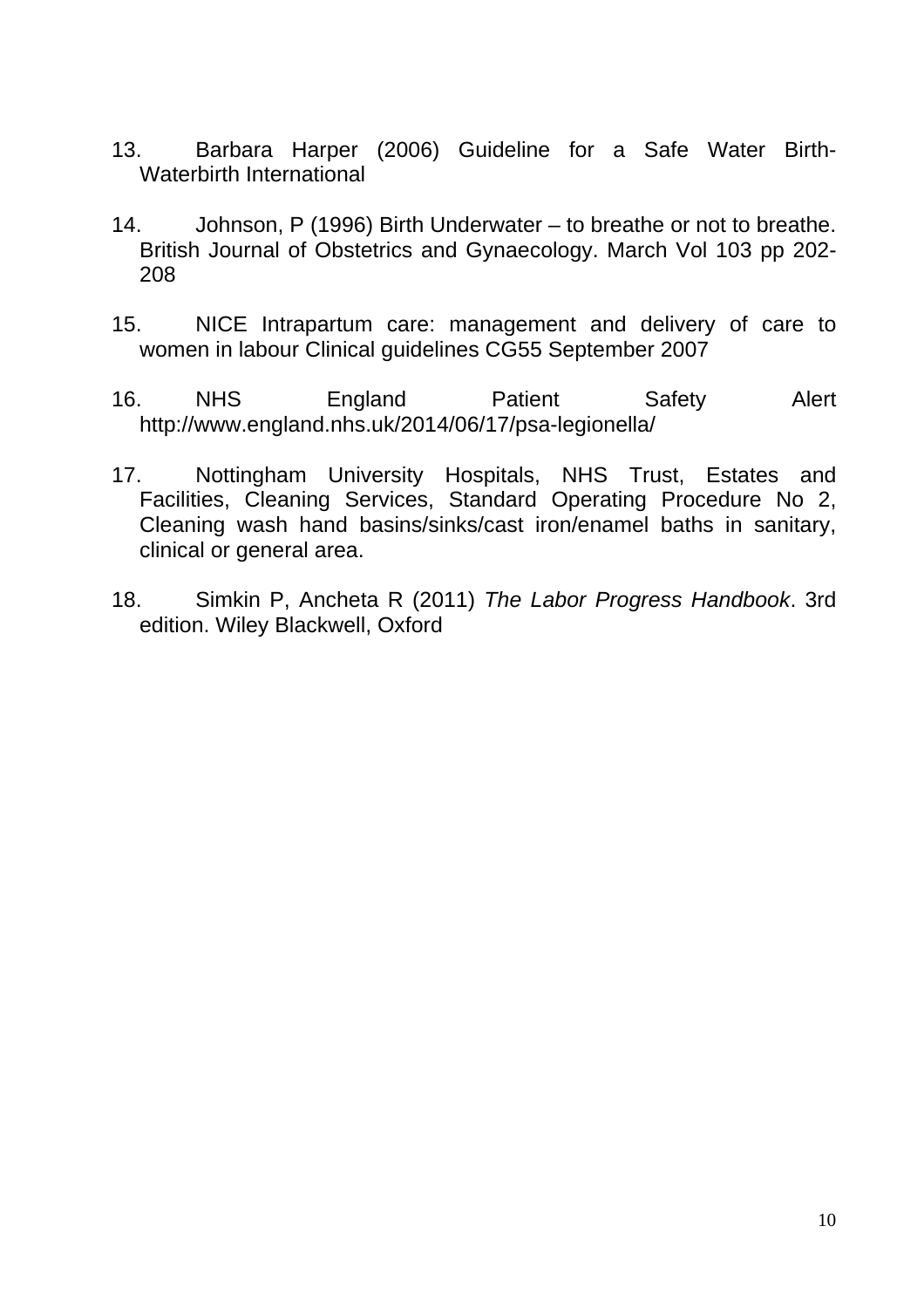13. Barbara Harper (2006) Guideline for a Safe Water Birth- Waterbirth International

14. Johnson, P (1996) Birth Underwater – to breathe or not to breathe. British Journal of Obstetrics and Gynaecology. March Vol 103 pp 202-208

15. NICE Intrapartum care: management and delivery of care to women in labour Clinical guidelines CG55 September 2007

16. NHS England Patient Safety Alert http://www.england.nhs.uk/2014/06/17/psa-legionella/

17. Nottingham University Hospitals, NHS Trust, Estates and Facilities, Cleaning Services, Standard Operating Procedure No 2, Cleaning wash hand basins/sinks/cast iron/enamel baths in sanitary, clinical or general area.

18. Simkin P, Ancheta R (2011) *The Labor Progress Handbook*. 3rd edition. Wiley Blackwell, Oxford